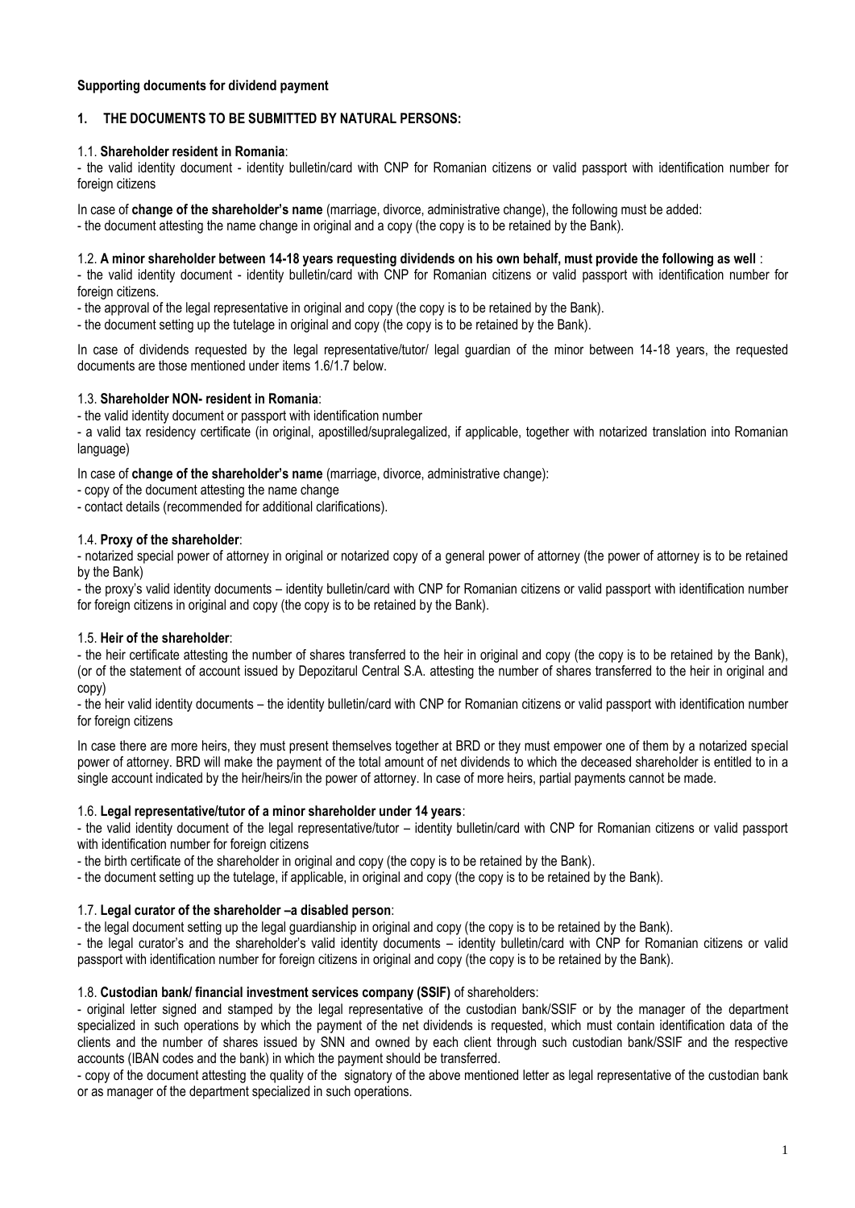**Supporting documents for dividend payment**

## 1. THE DOCUMENTS TO BE SUBMITTED BY NATURAL PERSONS:

1.1. **Shareholder resident in Romania**:

- the valid identity document - identity bulletin/card with CNP for Romanian citizens or valid passport with identification number for foreign citizens

In case of **change of the shareholder's name** (marriage, divorce, administrative change), the following must be added:

- the document attesting the name change in original and a copy (the copy is to be retained by the Bank).

1.2. **A minor shareholder between 14-18 years requesting dividends on his own behalf, must provide the following as well** :

- the valid identity document - identity bulletin/card with CNP for Romanian citizens or valid passport with identification number for foreign citizens.
- the approval of the legal representative in original and copy (the copy is to be retained by the Bank).
- the document setting up the tutelage in original and copy (the copy is to be retained by the Bank).

In case of dividends requested by the legal representative/tutor/ legal guardian of the minor between 14-18 years, the requested documents are those mentioned under items 1.6/1.7 below.

1.3. **Shareholder NON- resident in Romania**:

- the valid identity document or passport with identification number
- a valid tax residency certificate (in original, apostilled/supralegalized, if applicable, together with notarized translation into Romanian language)

In case of **change of the shareholder's name** (marriage, divorce, administrative change):

- copy of the document attesting the name change
- contact details (recommended for additional clarifications).

1.4. **Proxy of the shareholder**:

- notarized special power of attorney in original or notarized copy of a general power of attorney (the power of attorney is to be retained by the Bank)
- the proxy's valid identity documents – identity bulletin/card with CNP for Romanian citizens or valid passport with identification number for foreign citizens in original and copy (the copy is to be retained by the Bank).

1.5. **Heir of the shareholder**:

- the heir certificate attesting the number of shares transferred to the heir in original and copy (the copy is to be retained by the Bank), (or of the statement of account issued by Depozitarul Central S.A. attesting the number of shares transferred to the heir in original and copy)
- the heir valid identity documents – the identity bulletin/card with CNP for Romanian citizens or valid passport with identification number for foreign citizens

In case there are more heirs, they must present themselves together at BRD or they must empower one of them by a notarized special power of attorney. BRD will make the payment of the total amount of net dividends to which the deceased shareholder is entitled to in a single account indicated by the heir/heirs/in the power of attorney. In case of more heirs, partial payments cannot be made.

1.6. **Legal representative/tutor of a minor shareholder under 14 years**:

- the valid identity document of the legal representative/tutor – identity bulletin/card with CNP for Romanian citizens or valid passport with identification number for foreign citizens
- the birth certificate of the shareholder in original and copy (the copy is to be retained by the Bank).
- the document setting up the tutelage, if applicable, in original and copy (the copy is to be retained by the Bank).

1.7. **Legal curator of the shareholder –a disabled person**:

- the legal document setting up the legal guardianship in original and copy (the copy is to be retained by the Bank).
- the legal curator's and the shareholder's valid identity documents – identity bulletin/card with CNP for Romanian citizens or valid passport with identification number for foreign citizens in original and copy (the copy is to be retained by the Bank).

1.8. **Custodian bank/ financial investment services company (SSIF)** of shareholders:

- original letter signed and stamped by the legal representative of the custodian bank/SSIF or by the manager of the department specialized in such operations by which the payment of the net dividends is requested, which must contain identification data of the clients and the number of shares issued by SNN and owned by each client through such custodian bank/SSIF and the respective accounts (IBAN codes and the bank) in which the payment should be transferred.
- copy of the document attesting the quality of the signatory of the above mentioned letter as legal representative of the custodian bank or as manager of the department specialized in such operations.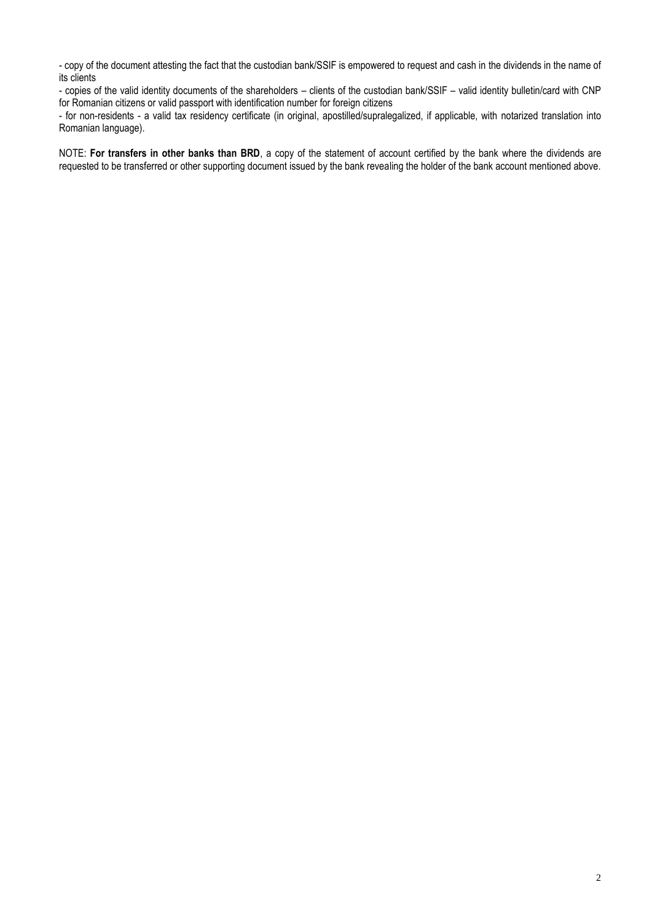- copy of the document attesting the fact that the custodian bank/SSIF is empowered to request and cash in the dividends in the name of its clients

- copies of the valid identity documents of the shareholders – clients of the custodian bank/SSIF – valid identity bulletin/card with CNP for Romanian citizens or valid passport with identification number for foreign citizens

- for non-residents - a valid tax residency certificate (in original, apostilled/supralegalized, if applicable, with notarized translation into Romanian language).

NOTE: **For transfers in other banks than BRD**, a copy of the statement of account certified by the bank where the dividends are requested to be transferred or other supporting document issued by the bank revealing the holder of the bank account mentioned above.